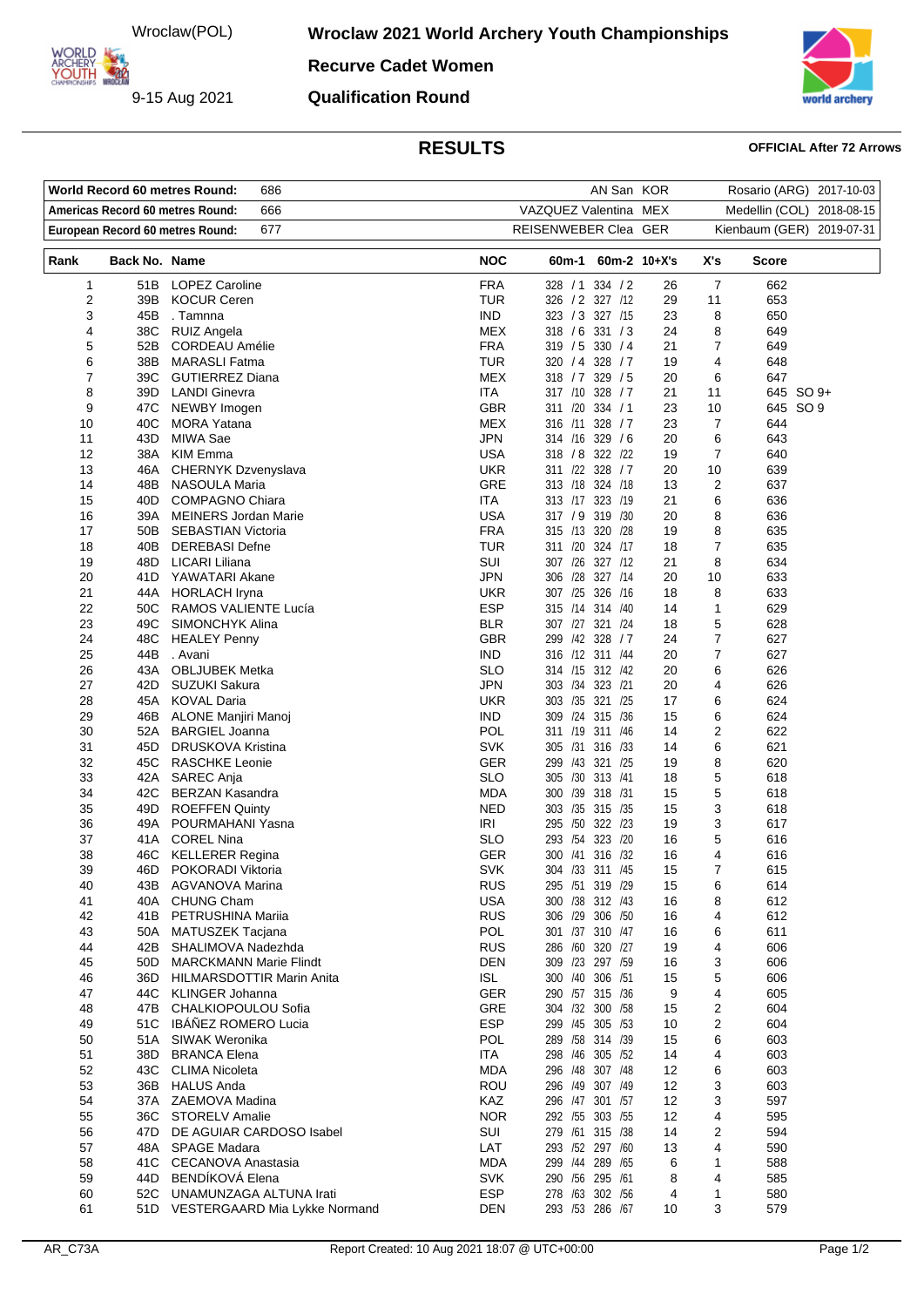Wroclaw(POL)

9-15 Aug 2021

# Wroclaw 2021 World Archery Youth Championships

## Recurve Cadet Women

## Qualification Round

## RESULTS

**OFFICIAL After 72 Arrows**

| | | | | |
|---|---|---|---|---|
| **World Record 60 metres Round:** | 686 | AN San | KOR | Rosario (ARG) 2017-10-03 |
| **Americas Record 60 metres Round:** | 666 | VAZQUEZ Valentina | MEX | Medellin (COL) 2018-08-15 |
| **European Record 60 metres Round:** | 677 | REISENWEBER Clea | GER | Kienbaum (GER) 2019-07-31 |

| Rank | Back No. | Name | NOC | 60m-1 | 60m-2 | 10+X's | X's | Score | |
|---|---|---|---|---|---|---|---|---|---|
| 1 | 51B | LOPEZ Caroline | FRA | 328 / 1 | 334 / 2 | 26 | 7 | 662 | |
| 2 | 39B | KOCUR Ceren | TUR | 326 / 2 | 327 /12 | 29 | 11 | 653 | |
| 3 | 45B | . Tamnna | IND | 323 / 3 | 327 /15 | 23 | 8 | 650 | |
| 4 | 38C | RUIZ Angela | MEX | 318 / 6 | 331 / 3 | 24 | 8 | 649 | |
| 5 | 52B | CORDEAU Amélie | FRA | 319 / 5 | 330 / 4 | 21 | 7 | 649 | |
| 6 | 38B | MARASLI Fatma | TUR | 320 / 4 | 328 / 7 | 19 | 4 | 648 | |
| 7 | 39C | GUTIERREZ Diana | MEX | 318 / 7 | 329 / 5 | 20 | 6 | 647 | |
| 8 | 39D | LANDI Ginevra | ITA | 317 /10 | 328 / 7 | 21 | 11 | 645 | SO 9+ |
| 9 | 47C | NEWBY Imogen | GBR | 311 /20 | 334 / 1 | 23 | 10 | 645 | SO 9 |
| 10 | 40C | MORA Yatana | MEX | 316 /11 | 328 / 7 | 23 | 7 | 644 | |
| 11 | 43D | MIWA Sae | JPN | 314 /16 | 329 / 6 | 20 | 6 | 643 | |
| 12 | 38A | KIM Emma | USA | 318 / 8 | 322 /22 | 19 | 7 | 640 | |
| 13 | 46A | CHERNYK Dzvenyslava | UKR | 311 /22 | 328 / 7 | 20 | 10 | 639 | |
| 14 | 48B | NASOULA Maria | GRE | 313 /18 | 324 /18 | 13 | 2 | 637 | |
| 15 | 40D | COMPAGNO Chiara | ITA | 313 /17 | 323 /19 | 21 | 6 | 636 | |
| 16 | 39A | MEINERS Jordan Marie | USA | 317 / 9 | 319 /30 | 20 | 8 | 636 | |
| 17 | 50B | SEBASTIAN Victoria | FRA | 315 /13 | 320 /28 | 19 | 8 | 635 | |
| 18 | 40B | DEREBASI Defne | TUR | 311 /20 | 324 /17 | 18 | 7 | 635 | |
| 19 | 48D | LICARI Liliana | SUI | 307 /26 | 327 /12 | 21 | 8 | 634 | |
| 20 | 41D | YAWATARI Akane | JPN | 306 /28 | 327 /14 | 20 | 10 | 633 | |
| 21 | 44A | HORLACH Iryna | UKR | 307 /25 | 326 /16 | 18 | 8 | 633 | |
| 22 | 50C | RAMOS VALIENTE Lucía | ESP | 315 /14 | 314 /40 | 14 | 1 | 629 | |
| 23 | 49C | SIMONCHYK Alina | BLR | 307 /27 | 321 /24 | 18 | 5 | 628 | |
| 24 | 48C | HEALEY Penny | GBR | 299 /42 | 328 / 7 | 24 | 7 | 627 | |
| 25 | 44B | . Avani | IND | 316 /12 | 311 /44 | 20 | 7 | 627 | |
| 26 | 43A | OBLJUBEK Metka | SLO | 314 /15 | 312 /42 | 20 | 6 | 626 | |
| 27 | 42D | SUZUKI Sakura | JPN | 303 /34 | 323 /21 | 20 | 4 | 626 | |
| 28 | 45A | KOVAL Daria | UKR | 303 /35 | 321 /25 | 17 | 6 | 624 | |
| 29 | 46B | ALONE Manjiri Manoj | IND | 309 /24 | 315 /36 | 15 | 6 | 624 | |
| 30 | 52A | BARGIEL Joanna | POL | 311 /19 | 311 /46 | 14 | 2 | 622 | |
| 31 | 45D | DRUSKOVA Kristina | SVK | 305 /31 | 316 /33 | 14 | 6 | 621 | |
| 32 | 45C | RASCHKE Leonie | GER | 299 /43 | 321 /25 | 19 | 8 | 620 | |
| 33 | 42A | SAREC Anja | SLO | 305 /30 | 313 /41 | 18 | 5 | 618 | |
| 34 | 42C | BERZAN Kasandra | MDA | 300 /39 | 318 /31 | 15 | 5 | 618 | |
| 35 | 49D | ROEFFEN Quinty | NED | 303 /35 | 315 /35 | 15 | 3 | 618 | |
| 36 | 49A | POURMAHANI Yasna | IRI | 295 /50 | 322 /23 | 19 | 3 | 617 | |
| 37 | 41A | COREL Nina | SLO | 293 /54 | 323 /20 | 16 | 5 | 616 | |
| 38 | 46C | KELLERER Regina | GER | 300 /41 | 316 /32 | 16 | 4 | 616 | |
| 39 | 46D | POKORADI Viktoria | SVK | 304 /33 | 311 /45 | 15 | 7 | 615 | |
| 40 | 43B | AGVANOVA Marina | RUS | 295 /51 | 319 /29 | 15 | 6 | 614 | |
| 41 | 40A | CHUNG Cham | USA | 300 /38 | 312 /43 | 16 | 8 | 612 | |
| 42 | 41B | PETRUSHINA Mariia | RUS | 306 /29 | 306 /50 | 16 | 4 | 612 | |
| 43 | 50A | MATUSZEK Tacjana | POL | 301 /37 | 310 /47 | 16 | 6 | 611 | |
| 44 | 42B | SHALIMOVA Nadezhda | RUS | 286 /60 | 320 /27 | 19 | 4 | 606 | |
| 45 | 50D | MARCKMANN Marie Flindt | DEN | 309 /23 | 297 /59 | 16 | 3 | 606 | |
| 46 | 36D | HILMARSDOTTIR Marin Anita | ISL | 300 /40 | 306 /51 | 15 | 5 | 606 | |
| 47 | 44C | KLINGER Johanna | GER | 290 /57 | 315 /36 | 9 | 4 | 605 | |
| 48 | 47B | CHALKIOPOULOU Sofia | GRE | 304 /32 | 300 /58 | 15 | 2 | 604 | |
| 49 | 51C | IBÁÑEZ ROMERO Lucia | ESP | 299 /45 | 305 /53 | 10 | 2 | 604 | |
| 50 | 51A | SIWAK Weronika | POL | 289 /58 | 314 /39 | 15 | 6 | 603 | |
| 51 | 38D | BRANCA Elena | ITA | 298 /46 | 305 /52 | 14 | 4 | 603 | |
| 52 | 43C | CLIMA Nicoleta | MDA | 296 /48 | 307 /48 | 12 | 6 | 603 | |
| 53 | 36B | HALUS Anda | ROU | 296 /49 | 307 /49 | 12 | 3 | 603 | |
| 54 | 37A | ZAEMOVA Madina | KAZ | 296 /47 | 301 /57 | 12 | 3 | 597 | |
| 55 | 36C | STORELV Amalie | NOR | 292 /55 | 303 /55 | 12 | 4 | 595 | |
| 56 | 47D | DE AGUIAR CARDOSO Isabel | SUI | 279 /61 | 315 /38 | 14 | 2 | 594 | |
| 57 | 48A | SPAGE Madara | LAT | 293 /52 | 297 /60 | 13 | 4 | 590 | |
| 58 | 41C | CECANOVA Anastasia | MDA | 299 /44 | 289 /65 | 6 | 1 | 588 | |
| 59 | 44D | BENDÍKOVÁ Elena | SVK | 290 /56 | 295 /61 | 8 | 4 | 585 | |
| 60 | 52C | UNAMUNZAGA ALTUNA Irati | ESP | 278 /63 | 302 /56 | 4 | 1 | 580 | |
| 61 | 51D | VESTERGAARD Mia Lykke Normand | DEN | 293 /53 | 286 /67 | 10 | 3 | 579 | |

AR_C73A Report Created: 10 Aug 2021 18:07 @ UTC+00:00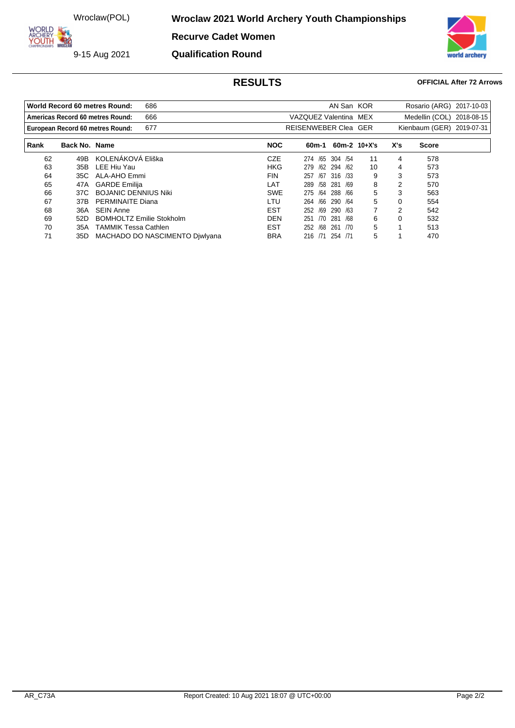Wroclaw(POL)

9-15 Aug 2021

# Wroclaw 2021 World Archery Youth Championships

## Recurve Cadet Women

## Qualification Round

### RESULTS

**OFFICIAL After 72 Arrows**

| | | | | |
|---|---|---|---|---|
| **World Record 60 metres Round:** | 686 | AN San KOR | Rosario (ARG) | 2017-10-03 |
| **Americas Record 60 metres Round:** | 666 | VAZQUEZ Valentina MEX | Medellin (COL) | 2018-08-15 |
| **European Record 60 metres Round:** | 677 | REISENWEBER Clea GER | Kienbaum (GER) | 2019-07-31 |

| Rank | Back No. | Name | NOC | 60m-1 | 60m-2 | 10+X's | X's | Score |
|---|---|---|---|---|---|---|---|---|
| 62 | 49B | KOLENÁKOVÁ Eliška | CZE | 274 /65 | 304 /54 | 11 | 4 | 578 |
| 63 | 35B | LEE Hiu Yau | HKG | 279 /62 | 294 /62 | 10 | 4 | 573 |
| 64 | 35C | ALA-AHO Emmi | FIN | 257 /67 | 316 /33 | 9 | 3 | 573 |
| 65 | 47A | GARDE Emilija | LAT | 289 /58 | 281 /69 | 8 | 2 | 570 |
| 66 | 37C | BOJANIC DENNIUS Niki | SWE | 275 /64 | 288 /66 | 5 | 3 | 563 |
| 67 | 37B | PERMINAITE Diana | LTU | 264 /66 | 290 /64 | 5 | 0 | 554 |
| 68 | 36A | SEIN Anne | EST | 252 /69 | 290 /63 | 7 | 2 | 542 |
| 69 | 52D | BOMHOLTZ Emilie Stokholm | DEN | 251 /70 | 281 /68 | 6 | 0 | 532 |
| 70 | 35A | TAMMIK Tessa Cathlen | EST | 252 /68 | 261 /70 | 5 | 1 | 513 |
| 71 | 35D | MACHADO DO NASCIMENTO Djwlyana | BRA | 216 /71 | 254 /71 | 5 | 1 | 470 |

AR_C73A

Report Created: 10 Aug 2021 18:07 @ UTC+00:00